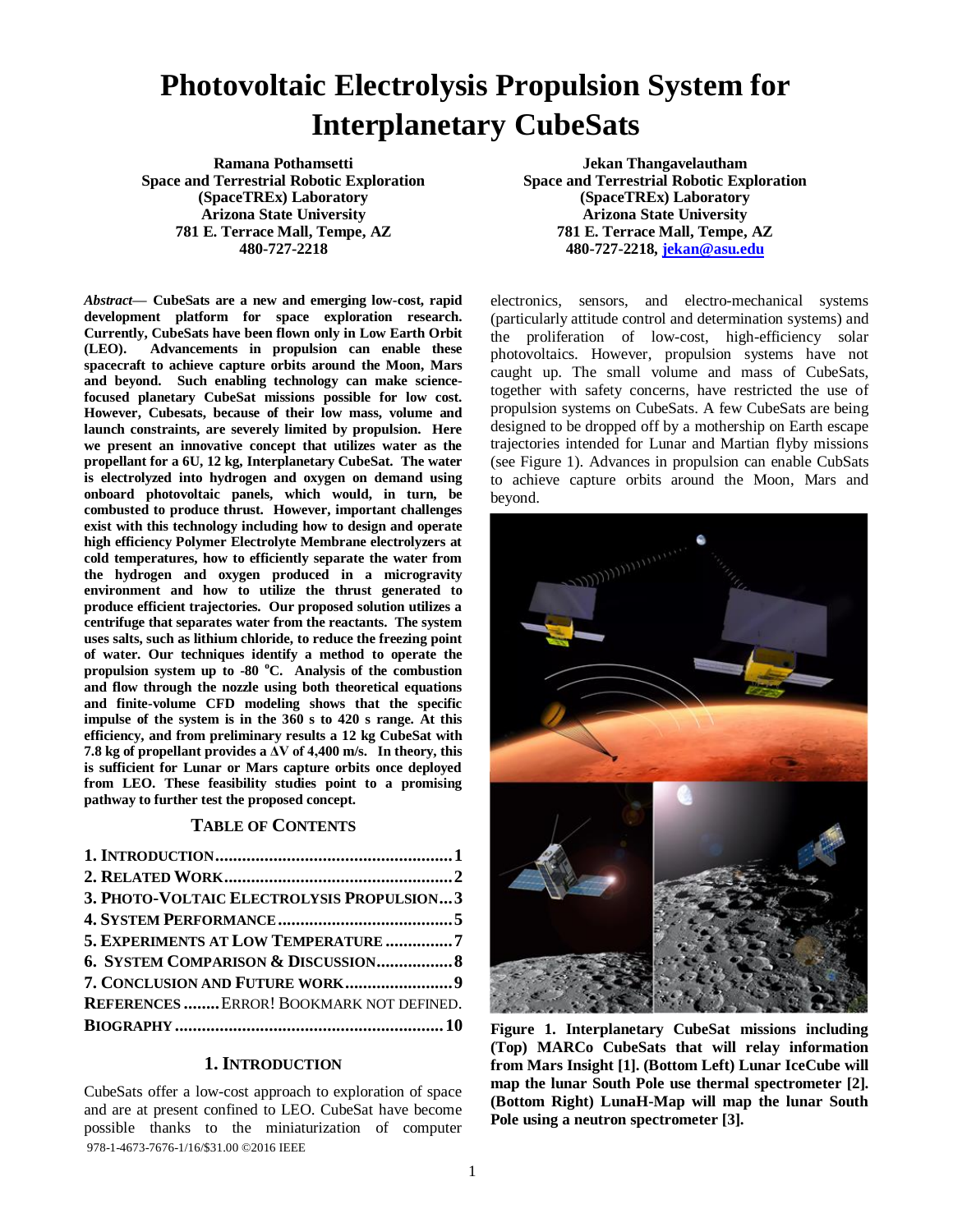# Photovoltaic Electrolysis Propulsion System for Interplanetary CubeSats

**Ramana Pothamsetti**
**Space and Terrestrial Robotic Exploration (SpaceTREx) Laboratory**
**Arizona State University**
**781 E. Terrace Mall, Tempe, AZ**
**480-727-2218**

**Jekan Thangavelautham**
**Space and Terrestrial Robotic Exploration (SpaceTREx) Laboratory**
**Arizona State University**
**781 E. Terrace Mall, Tempe, AZ**
**480-727-2218, jekan@asu.edu**

***Abstract*— CubeSats are a new and emerging low-cost, rapid development platform for space exploration research. Currently, CubeSats have been flown only in Low Earth Orbit (LEO). Advancements in propulsion can enable these spacecraft to achieve capture orbits around the Moon, Mars and beyond. Such enabling technology can make science-focused planetary CubeSat missions possible for low cost. However, Cubesats, because of their low mass, volume and launch constraints, are severely limited by propulsion. Here we present an innovative concept that utilizes water as the propellant for a 6U, 12 kg, Interplanetary CubeSat. The water is electrolyzed into hydrogen and oxygen on demand using onboard photovoltaic panels, which would, in turn, be combusted to produce thrust. However, important challenges exist with this technology including how to design and operate high efficiency Polymer Electrolyte Membrane electrolyzers at cold temperatures, how to efficiently separate the water from the hydrogen and oxygen produced in a microgravity environment and how to utilize the thrust generated to produce efficient trajectories. Our proposed solution utilizes a centrifuge that separates water from the reactants. The system uses salts, such as lithium chloride, to reduce the freezing point of water. Our techniques identify a method to operate the propulsion system up to -80 $^{o}$C. Analysis of the combustion and flow through the nozzle using both theoretical equations and finite-volume CFD modeling shows that the specific impulse of the system is in the 360 s to 420 s range. At this efficiency, and from preliminary results a 12 kg CubeSat with 7.8 kg of propellant provides a ΔV of 4,400 m/s. In theory, this is sufficient for Lunar or Mars capture orbits once deployed from LEO. These feasibility studies point to a promising pathway to further test the proposed concept.**

## TABLE OF CONTENTS

**1. INTRODUCTION** .......... **1**
**2. RELATED WORK** .......... **2**
**3. PHOTO-VOLTAIC ELECTROLYSIS PROPULSION** .......... **3**
**4. SYSTEM PERFORMANCE** .......... **5**
**5. EXPERIMENTS AT LOW TEMPERATURE** .......... **7**
**6. SYSTEM COMPARISON & DISCUSSION** .......... **8**
**7. CONCLUSION AND FUTURE WORK** .......... **9**
**REFERENCES** .......... ERROR! BOOKMARK NOT DEFINED.
**BIOGRAPHY** .......... **10**

## 1. INTRODUCTION

CubeSats offer a low-cost approach to exploration of space and are at present confined to LEO. CubeSat have become possible thanks to the miniaturization of computer electronics, sensors, and electro-mechanical systems (particularly attitude control and determination systems) and the proliferation of low-cost, high-efficiency solar photovoltaics. However, propulsion systems have not caught up. The small volume and mass of CubeSats, together with safety concerns, have restricted the use of propulsion systems on CubeSats. A few CubeSats are being designed to be dropped off by a mothership on Earth escape trajectories intended for Lunar and Martian flyby missions (see Figure 1). Advances in propulsion can enable CubSats to achieve capture orbits around the Moon, Mars and beyond.

**Figure 1. Interplanetary CubeSat missions including (Top) MARCo CubeSats that will relay information from Mars Insight [1]. (Bottom Left) Lunar IceCube will map the lunar South Pole use thermal spectrometer [2]. (Bottom Right) LunaH-Map will map the lunar South Pole using a neutron spectrometer [3].**

978-1-4673-7676-1/16/$31.00 ©2016 IEEE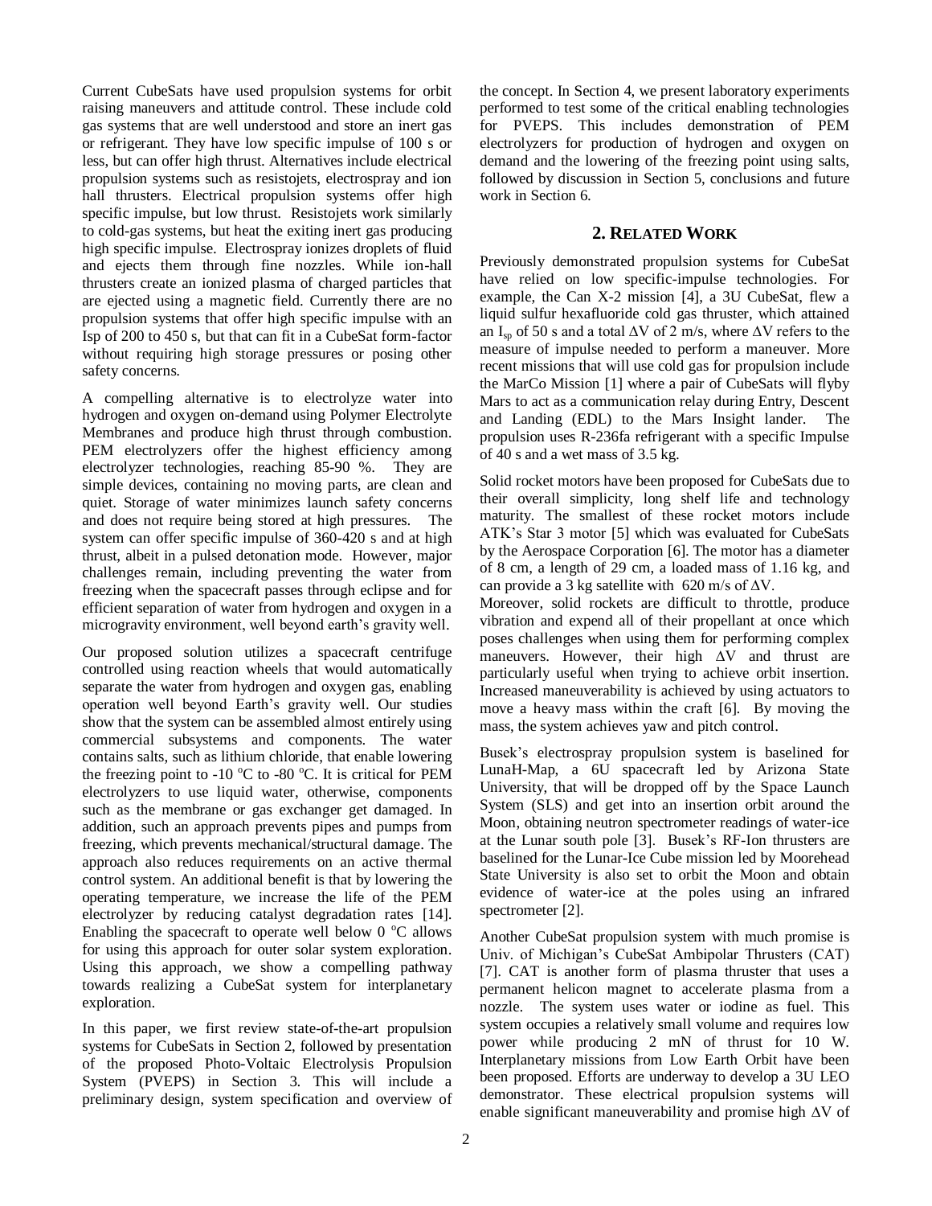Current CubeSats have used propulsion systems for orbit raising maneuvers and attitude control. These include cold gas systems that are well understood and store an inert gas or refrigerant. They have low specific impulse of 100 s or less, but can offer high thrust. Alternatives include electrical propulsion systems such as resistojets, electrospray and ion hall thrusters. Electrical propulsion systems offer high specific impulse, but low thrust. Resistojets work similarly to cold-gas systems, but heat the exiting inert gas producing high specific impulse. Electrospray ionizes droplets of fluid and ejects them through fine nozzles. While ion-hall thrusters create an ionized plasma of charged particles that are ejected using a magnetic field. Currently there are no propulsion systems that offer high specific impulse with an Isp of 200 to 450 s, but that can fit in a CubeSat form-factor without requiring high storage pressures or posing other safety concerns.

A compelling alternative is to electrolyze water into hydrogen and oxygen on-demand using Polymer Electrolyte Membranes and produce high thrust through combustion. PEM electrolyzers offer the highest efficiency among electrolyzer technologies, reaching 85-90 %. They are simple devices, containing no moving parts, are clean and quiet. Storage of water minimizes launch safety concerns and does not require being stored at high pressures. The system can offer specific impulse of 360-420 s and at high thrust, albeit in a pulsed detonation mode. However, major challenges remain, including preventing the water from freezing when the spacecraft passes through eclipse and for efficient separation of water from hydrogen and oxygen in a microgravity environment, well beyond earth's gravity well.

Our proposed solution utilizes a spacecraft centrifuge controlled using reaction wheels that would automatically separate the water from hydrogen and oxygen gas, enabling operation well beyond Earth's gravity well. Our studies show that the system can be assembled almost entirely using commercial subsystems and components. The water contains salts, such as lithium chloride, that enable lowering the freezing point to -10 $^{o}$C to -80 $^{o}$C. It is critical for PEM electrolyzers to use liquid water, otherwise, components such as the membrane or gas exchanger get damaged. In addition, such an approach prevents pipes and pumps from freezing, which prevents mechanical/structural damage. The approach also reduces requirements on an active thermal control system. An additional benefit is that by lowering the operating temperature, we increase the life of the PEM electrolyzer by reducing catalyst degradation rates [14]. Enabling the spacecraft to operate well below 0 $^{o}$C allows for using this approach for outer solar system exploration. Using this approach, we show a compelling pathway towards realizing a CubeSat system for interplanetary exploration.

In this paper, we first review state-of-the-art propulsion systems for CubeSats in Section 2, followed by presentation of the proposed Photo-Voltaic Electrolysis Propulsion System (PVEPS) in Section 3. This will include a preliminary design, system specification and overview of the concept. In Section 4, we present laboratory experiments performed to test some of the critical enabling technologies for PVEPS. This includes demonstration of PEM electrolyzers for production of hydrogen and oxygen on demand and the lowering of the freezing point using salts, followed by discussion in Section 5, conclusions and future work in Section 6.

## 2. RELATED WORK

Previously demonstrated propulsion systems for CubeSat have relied on low specific-impulse technologies. For example, the Can X-2 mission [4], a 3U CubeSat, flew a liquid sulfur hexafluoride cold gas thruster, which attained an $I_{sp}$ of 50 s and a total $\Delta V$ of 2 m/s, where $\Delta V$ refers to the measure of impulse needed to perform a maneuver. More recent missions that will use cold gas for propulsion include the MarCo Mission [1] where a pair of CubeSats will flyby Mars to act as a communication relay during Entry, Descent and Landing (EDL) to the Mars Insight lander. The propulsion uses R-236fa refrigerant with a specific Impulse of 40 s and a wet mass of 3.5 kg.

Solid rocket motors have been proposed for CubeSats due to their overall simplicity, long shelf life and technology maturity. The smallest of these rocket motors include ATK's Star 3 motor [5] which was evaluated for CubeSats by the Aerospace Corporation [6]. The motor has a diameter of 8 cm, a length of 29 cm, a loaded mass of 1.16 kg, and can provide a 3 kg satellite with 620 m/s of $\Delta V$.

Moreover, solid rockets are difficult to throttle, produce vibration and expend all of their propellant at once which poses challenges when using them for performing complex maneuvers. However, their high $\Delta V$ and thrust are particularly useful when trying to achieve orbit insertion. Increased maneuverability is achieved by using actuators to move a heavy mass within the craft [6]. By moving the mass, the system achieves yaw and pitch control.

Busek's electrospray propulsion system is baselined for LunaH-Map, a 6U spacecraft led by Arizona State University, that will be dropped off by the Space Launch System (SLS) and get into an insertion orbit around the Moon, obtaining neutron spectrometer readings of water-ice at the Lunar south pole [3]. Busek's RF-Ion thrusters are baselined for the Lunar-Ice Cube mission led by Moorehead State University is also set to orbit the Moon and obtain evidence of water-ice at the poles using an infrared spectrometer [2].

Another CubeSat propulsion system with much promise is Univ. of Michigan's CubeSat Ambipolar Thrusters (CAT) [7]. CAT is another form of plasma thruster that uses a permanent helicon magnet to accelerate plasma from a nozzle. The system uses water or iodine as fuel. This system occupies a relatively small volume and requires low power while producing 2 mN of thrust for 10 W. Interplanetary missions from Low Earth Orbit have been been proposed. Efforts are underway to develop a 3U LEO demonstrator. These electrical propulsion systems will enable significant maneuverability and promise high $\Delta V$ of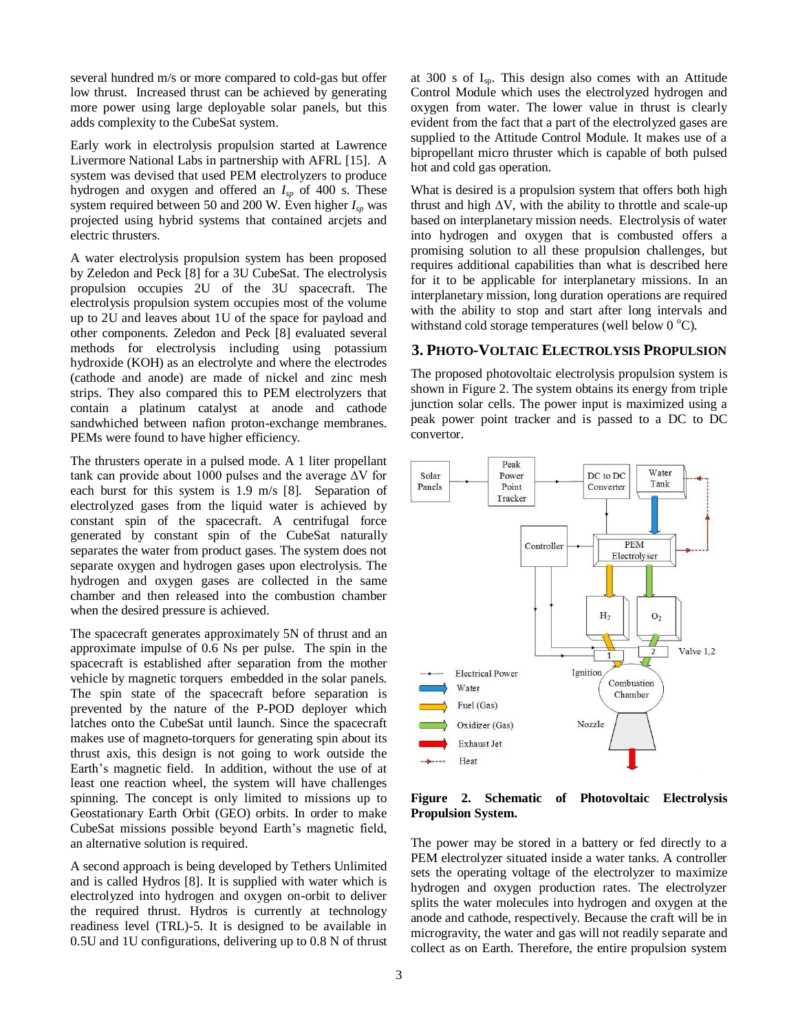several hundred m/s or more compared to cold-gas but offer low thrust. Increased thrust can be achieved by generating more power using large deployable solar panels, but this adds complexity to the CubeSat system.

Early work in electrolysis propulsion started at Lawrence Livermore National Labs in partnership with AFRL [15]. A system was devised that used PEM electrolyzers to produce hydrogen and oxygen and offered an $I_{sp}$ of 400 s. These system required between 50 and 200 W. Even higher $I_{sp}$ was projected using hybrid systems that contained arcjets and electric thrusters.

A water electrolysis propulsion system has been proposed by Zeledon and Peck [8] for a 3U CubeSat. The electrolysis propulsion occupies 2U of the 3U spacecraft. The electrolysis propulsion system occupies most of the volume up to 2U and leaves about 1U of the space for payload and other components. Zeledon and Peck [8] evaluated several methods for electrolysis including using potassium hydroxide (KOH) as an electrolyte and where the electrodes (cathode and anode) are made of nickel and zinc mesh strips. They also compared this to PEM electrolyzers that contain a platinum catalyst at anode and cathode sandwhiched between nafion proton-exchange membranes. PEMs were found to have higher efficiency.

The thrusters operate in a pulsed mode. A 1 liter propellant tank can provide about 1000 pulses and the average $\Delta V$ for each burst for this system is 1.9 m/s [8]. Separation of electrolyzed gases from the liquid water is achieved by constant spin of the spacecraft. A centrifugal force generated by constant spin of the CubeSat naturally separates the water from product gases. The system does not separate oxygen and hydrogen gases upon electrolysis. The hydrogen and oxygen gases are collected in the same chamber and then released into the combustion chamber when the desired pressure is achieved.

The spacecraft generates approximately 5N of thrust and an approximate impulse of 0.6 Ns per pulse. The spin in the spacecraft is established after separation from the mother vehicle by magnetic torquers embedded in the solar panels. The spin state of the spacecraft before separation is prevented by the nature of the P-POD deployer which latches onto the CubeSat until launch. Since the spacecraft makes use of magneto-torquers for generating spin about its thrust axis, this design is not going to work outside the Earth's magnetic field. In addition, without the use of at least one reaction wheel, the system will have challenges spinning. The concept is only limited to missions up to Geostationary Earth Orbit (GEO) orbits. In order to make CubeSat missions possible beyond Earth's magnetic field, an alternative solution is required.

A second approach is being developed by Tethers Unlimited and is called Hydros [8]. It is supplied with water which is electrolyzed into hydrogen and oxygen on-orbit to deliver the required thrust. Hydros is currently at technology readiness level (TRL)-5. It is designed to be available in 0.5U and 1U configurations, delivering up to 0.8 N of thrust at 300 s of $I_{sp}$. This design also comes with an Attitude Control Module which uses the electrolyzed hydrogen and oxygen from water. The lower value in thrust is clearly evident from the fact that a part of the electrolyzed gases are supplied to the Attitude Control Module. It makes use of a bipropellant micro thruster which is capable of both pulsed hot and cold gas operation.

What is desired is a propulsion system that offers both high thrust and high $\Delta V$, with the ability to throttle and scale-up based on interplanetary mission needs. Electrolysis of water into hydrogen and oxygen that is combusted offers a promising solution to all these propulsion challenges, but requires additional capabilities than what is described here for it to be applicable for interplanetary missions. In an interplanetary mission, long duration operations are required with the ability to stop and start after long intervals and withstand cold storage temperatures (well below 0 °C).

## 3. PHOTO-VOLTAIC ELECTROLYSIS PROPULSION

The proposed photovoltaic electrolysis propulsion system is shown in Figure 2. The system obtains its energy from triple junction solar cells. The power input is maximized using a peak power point tracker and is passed to a DC to DC convertor.

Solar Panels → Peak Power Point Tracker → DC to DC Converter; Water Tank; Controller; PEM Electrolyser; $H_2$; $O_2$; Valve 1,2; Ignition; Combustion Chamber; Nozzle

Legend: Electrical Power; Water; Fuel (Gas); Oxidizer (Gas); Exhaust Jet; Heat

**Figure 2. Schematic of Photovoltaic Electrolysis Propulsion System.**

The power may be stored in a battery or fed directly to a PEM electrolyzer situated inside a water tanks. A controller sets the operating voltage of the electrolyzer to maximize hydrogen and oxygen production rates. The electrolyzer splits the water molecules into hydrogen and oxygen at the anode and cathode, respectively. Because the craft will be in microgravity, the water and gas will not readily separate and collect as on Earth. Therefore, the entire propulsion system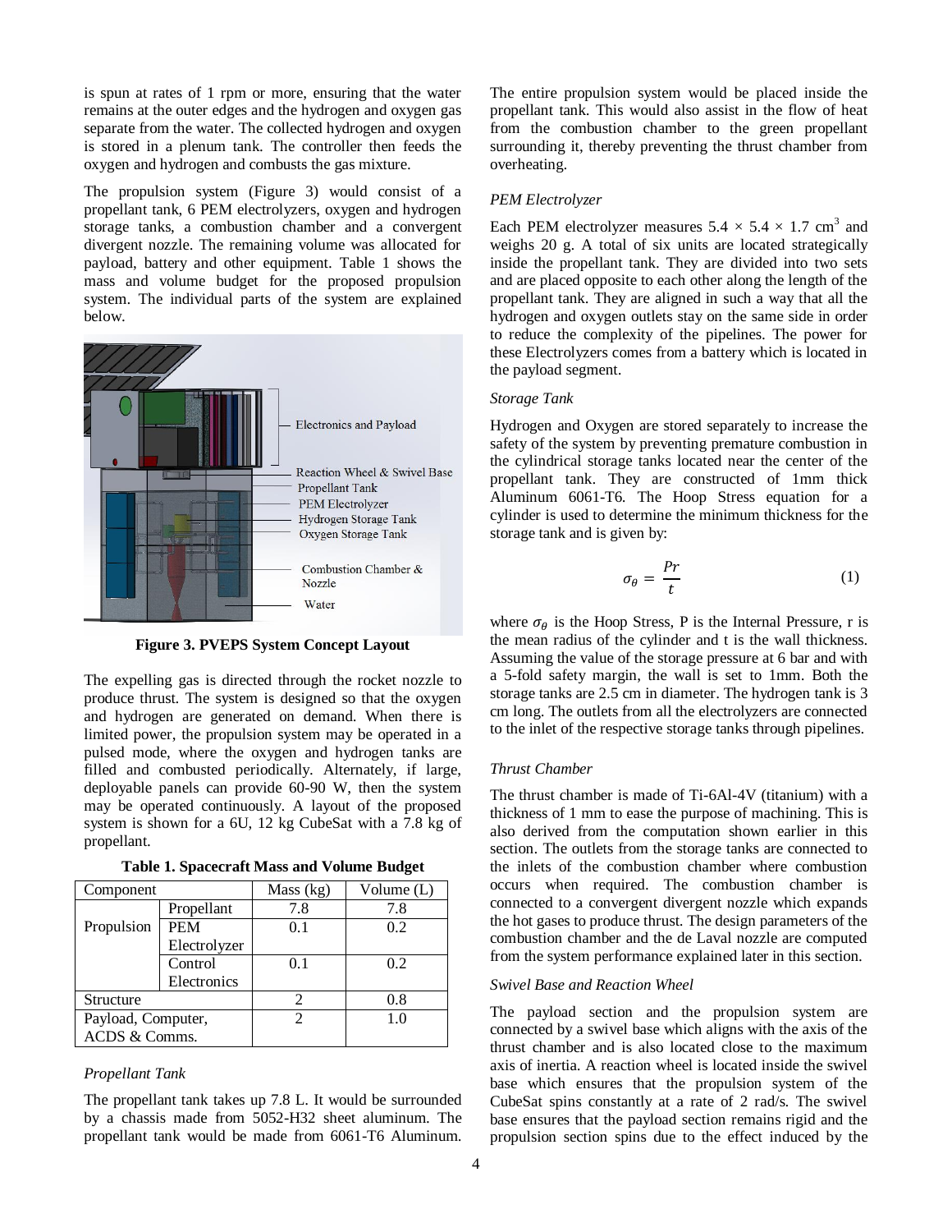is spun at rates of 1 rpm or more, ensuring that the water remains at the outer edges and the hydrogen and oxygen gas separate from the water. The collected hydrogen and oxygen is stored in a plenum tank. The controller then feeds the oxygen and hydrogen and combusts the gas mixture.

The propulsion system (Figure 3) would consist of a propellant tank, 6 PEM electrolyzers, oxygen and hydrogen storage tanks, a combustion chamber and a convergent divergent nozzle. The remaining volume was allocated for payload, battery and other equipment. Table 1 shows the mass and volume budget for the proposed propulsion system. The individual parts of the system are explained below.

**Figure 3. PVEPS System Concept Layout**

The expelling gas is directed through the rocket nozzle to produce thrust. The system is designed so that the oxygen and hydrogen are generated on demand. When there is limited power, the propulsion system may be operated in a pulsed mode, where the oxygen and hydrogen tanks are filled and combusted periodically. Alternately, if large, deployable panels can provide 60-90 W, then the system may be operated continuously. A layout of the proposed system is shown for a 6U, 12 kg CubeSat with a 7.8 kg of propellant.

**Table 1. Spacecraft Mass and Volume Budget**

| Component | | Mass (kg) | Volume (L) |
|---|---|---|---|
| Propulsion | Propellant | 7.8 | 7.8 |
| | PEM Electrolyzer | 0.1 | 0.2 |
| | Control Electronics | 0.1 | 0.2 |
| Structure | | 2 | 0.8 |
| Payload, Computer, ACDS & Comms. | | 2 | 1.0 |

*Propellant Tank*

The propellant tank takes up 7.8 L. It would be surrounded by a chassis made from 5052-H32 sheet aluminum. The propellant tank would be made from 6061-T6 Aluminum. The entire propulsion system would be placed inside the propellant tank. This would also assist in the flow of heat from the combustion chamber to the green propellant surrounding it, thereby preventing the thrust chamber from overheating.

*PEM Electrolyzer*

Each PEM electrolyzer measures 5.4 × 5.4 × 1.7 cm$^3$ and weighs 20 g. A total of six units are located strategically inside the propellant tank. They are divided into two sets and are placed opposite to each other along the length of the propellant tank. They are aligned in such a way that all the hydrogen and oxygen outlets stay on the same side in order to reduce the complexity of the pipelines. The power for these Electrolyzers comes from a battery which is located in the payload segment.

*Storage Tank*

Hydrogen and Oxygen are stored separately to increase the safety of the system by preventing premature combustion in the cylindrical storage tanks located near the center of the propellant tank. They are constructed of 1mm thick Aluminum 6061-T6. The Hoop Stress equation for a cylinder is used to determine the minimum thickness for the storage tank and is given by:

$$\sigma_\theta = \frac{Pr}{t} \tag{1}$$

where $\sigma_\theta$ is the Hoop Stress, P is the Internal Pressure, r is the mean radius of the cylinder and t is the wall thickness. Assuming the value of the storage pressure at 6 bar and with a 5-fold safety margin, the wall is set to 1mm. Both the storage tanks are 2.5 cm in diameter. The hydrogen tank is 3 cm long. The outlets from all the electrolyzers are connected to the inlet of the respective storage tanks through pipelines.

*Thrust Chamber*

The thrust chamber is made of Ti-6Al-4V (titanium) with a thickness of 1 mm to ease the purpose of machining. This is also derived from the computation shown earlier in this section. The outlets from the storage tanks are connected to the inlets of the combustion chamber where combustion occurs when required. The combustion chamber is connected to a convergent divergent nozzle which expands the hot gases to produce thrust. The design parameters of the combustion chamber and the de Laval nozzle are computed from the system performance explained later in this section.

*Swivel Base and Reaction Wheel*

The payload section and the propulsion system are connected by a swivel base which aligns with the axis of the thrust chamber and is also located close to the maximum axis of inertia. A reaction wheel is located inside the swivel base which ensures that the propulsion system of the CubeSat spins constantly at a rate of 2 rad/s. The swivel base ensures that the payload section remains rigid and the propulsion section spins due to the effect induced by the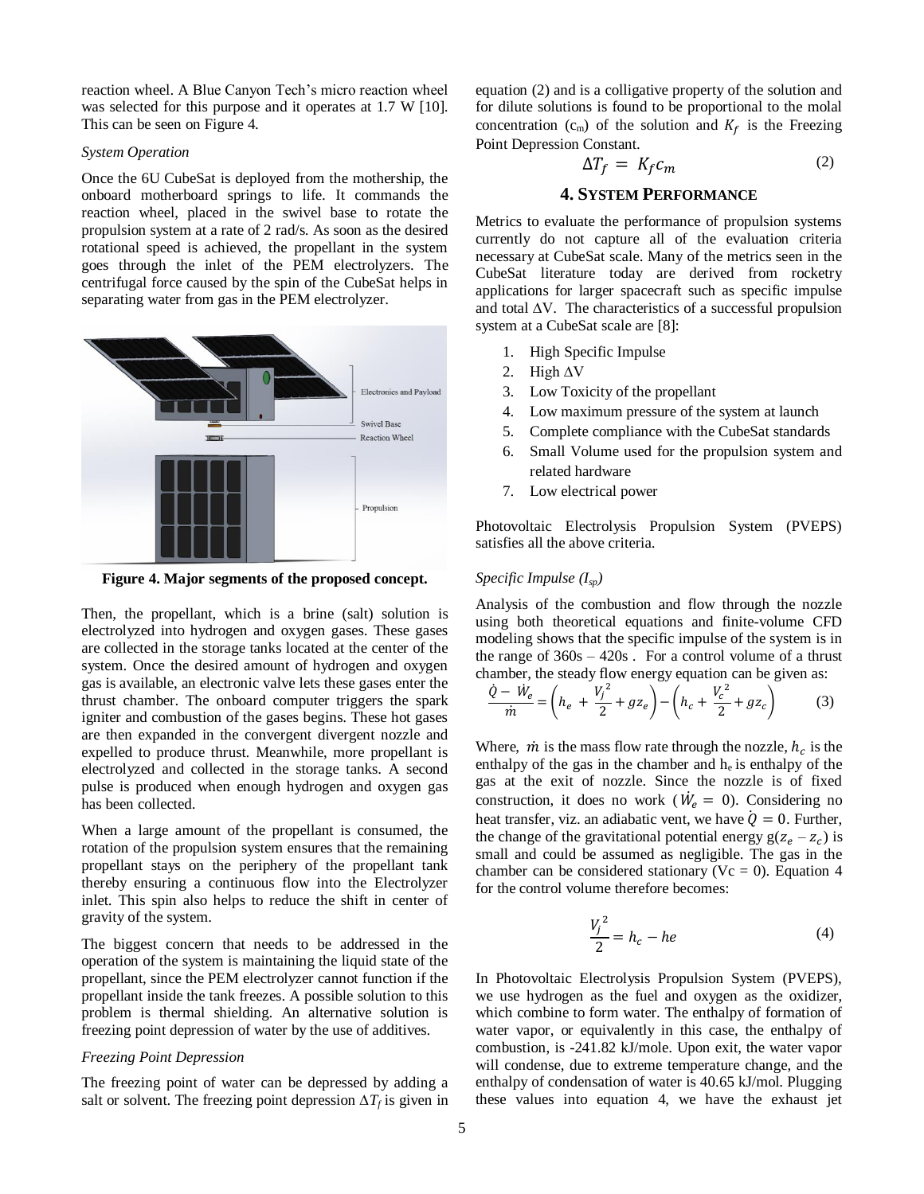reaction wheel. A Blue Canyon Tech's micro reaction wheel was selected for this purpose and it operates at 1.7 W [10]. This can be seen on Figure 4.

*System Operation*

Once the 6U CubeSat is deployed from the mothership, the onboard motherboard springs to life. It commands the reaction wheel, placed in the swivel base to rotate the propulsion system at a rate of 2 rad/s. As soon as the desired rotational speed is achieved, the propellant in the system goes through the inlet of the PEM electrolyzers. The centrifugal force caused by the spin of the CubeSat helps in separating water from gas in the PEM electrolyzer.

**Figure 4. Major segments of the proposed concept.**

Then, the propellant, which is a brine (salt) solution is electrolyzed into hydrogen and oxygen gases. These gases are collected in the storage tanks located at the center of the system. Once the desired amount of hydrogen and oxygen gas is available, an electronic valve lets these gases enter the thrust chamber. The onboard computer triggers the spark igniter and combustion of the gases begins. These hot gases are then expanded in the convergent divergent nozzle and expelled to produce thrust. Meanwhile, more propellant is electrolyzed and collected in the storage tanks. A second pulse is produced when enough hydrogen and oxygen gas has been collected.

When a large amount of the propellant is consumed, the rotation of the propulsion system ensures that the remaining propellant stays on the periphery of the propellant tank thereby ensuring a continuous flow into the Electrolyzer inlet. This spin also helps to reduce the shift in center of gravity of the system.

The biggest concern that needs to be addressed in the operation of the system is maintaining the liquid state of the propellant, since the PEM electrolyzer cannot function if the propellant inside the tank freezes. A possible solution to this problem is thermal shielding. An alternative solution is freezing point depression of water by the use of additives.

*Freezing Point Depression*

The freezing point of water can be depressed by adding a salt or solvent. The freezing point depression $\Delta T_f$ is given in equation (2) and is a colligative property of the solution and for dilute solutions is found to be proportional to the molal concentration ($c_m$) of the solution and $K_f$ is the Freezing Point Depression Constant.

$$\Delta T_f = K_f c_m \tag{2}$$

## 4. System Performance

Metrics to evaluate the performance of propulsion systems currently do not capture all of the evaluation criteria necessary at CubeSat scale. Many of the metrics seen in the CubeSat literature today are derived from rocketry applications for larger spacecraft such as specific impulse and total ΔV. The characteristics of a successful propulsion system at a CubeSat scale are [8]:

1. High Specific Impulse
2. High ΔV
3. Low Toxicity of the propellant
4. Low maximum pressure of the system at launch
5. Complete compliance with the CubeSat standards
6. Small Volume used for the propulsion system and related hardware
7. Low electrical power

Photovoltaic Electrolysis Propulsion System (PVEPS) satisfies all the above criteria.

*Specific Impulse ($I_{sp}$)*

Analysis of the combustion and flow through the nozzle using both theoretical equations and finite-volume CFD modeling shows that the specific impulse of the system is in the range of 360s – 420s . For a control volume of a thrust chamber, the steady flow energy equation can be given as:

$$\frac{\dot{Q} - \dot{W}_e}{\dot{m}} = \left(h_e + \frac{{V_j}^2}{2} + gz_e\right) - \left(h_c + \frac{{V_c}^2}{2} + gz_c\right) \tag{3}$$

Where, $\dot{m}$ is the mass flow rate through the nozzle, $h_c$ is the enthalpy of the gas in the chamber and $h_e$ is enthalpy of the gas at the exit of nozzle. Since the nozzle is of fixed construction, it does no work ($\dot{W}_e = 0$). Considering no heat transfer, viz. an adiabatic vent, we have $\dot{Q} = 0$. Further, the change of the gravitational potential energy $g(z_e - z_c)$ is small and could be assumed as negligible. The gas in the chamber can be considered stationary (Vc = 0). Equation 4 for the control volume therefore becomes:

$$\frac{{V_j}^2}{2} = h_c - he \tag{4}$$

In Photovoltaic Electrolysis Propulsion System (PVEPS), we use hydrogen as the fuel and oxygen as the oxidizer, which combine to form water. The enthalpy of formation of water vapor, or equivalently in this case, the enthalpy of combustion, is -241.82 kJ/mole. Upon exit, the water vapor will condense, due to extreme temperature change, and the enthalpy of condensation of water is 40.65 kJ/mol. Plugging these values into equation 4, we have the exhaust jet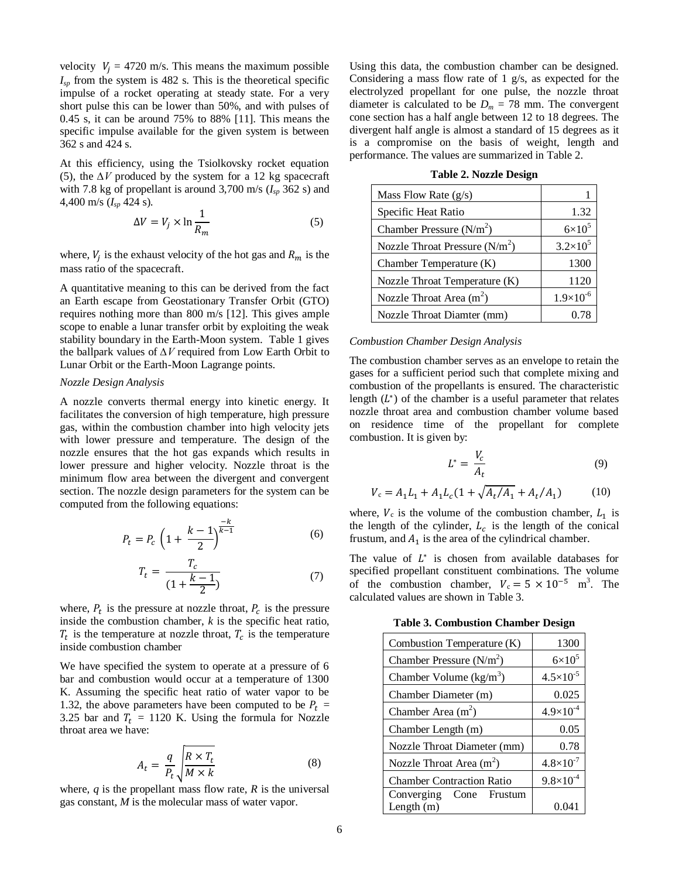velocity $V_j$ = 4720 m/s. This means the maximum possible $I_{sp}$ from the system is 482 s. This is the theoretical specific impulse of a rocket operating at steady state. For a very short pulse this can be lower than 50%, and with pulses of 0.45 s, it can be around 75% to 88% [11]. This means the specific impulse available for the given system is between 362 s and 424 s.

At this efficiency, using the Tsiolkovsky rocket equation (5), the $\Delta V$ produced by the system for a 12 kg spacecraft with 7.8 kg of propellant is around 3,700 m/s ($I_{sp}$ 362 s) and 4,400 m/s ($I_{sp}$ 424 s).

$$\Delta V = V_j \times \ln \frac{1}{R_m} \tag{5}$$

where, $V_j$ is the exhaust velocity of the hot gas and $R_m$ is the mass ratio of the spacecraft.

A quantitative meaning to this can be derived from the fact an Earth escape from Geostationary Transfer Orbit (GTO) requires nothing more than 800 m/s [12]. This gives ample scope to enable a lunar transfer orbit by exploiting the weak stability boundary in the Earth-Moon system. Table 1 gives the ballpark values of $\Delta V$ required from Low Earth Orbit to Lunar Orbit or the Earth-Moon Lagrange points.

*Nozzle Design Analysis*

A nozzle converts thermal energy into kinetic energy. It facilitates the conversion of high temperature, high pressure gas, within the combustion chamber into high velocity jets with lower pressure and temperature. The design of the nozzle ensures that the hot gas expands which results in lower pressure and higher velocity. Nozzle throat is the minimum flow area between the divergent and convergent section. The nozzle design parameters for the system can be computed from the following equations:

$$P_t = P_c \left(1 + \frac{k-1}{2}\right)^{\frac{-k}{k-1}} \tag{6}$$

$$T_t = \frac{T_c}{(1 + \frac{k-1}{2})} \tag{7}$$

where, $P_t$ is the pressure at nozzle throat, $P_c$ is the pressure inside the combustion chamber, $k$ is the specific heat ratio, $T_t$ is the temperature at nozzle throat, $T_c$ is the temperature inside combustion chamber

We have specified the system to operate at a pressure of 6 bar and combustion would occur at a temperature of 1300 K. Assuming the specific heat ratio of water vapor to be 1.32, the above parameters have been computed to be $P_t$ = 3.25 bar and $T_t$ = 1120 K. Using the formula for Nozzle throat area we have:

$$A_t = \frac{q}{P_t}\sqrt{\frac{R \times T_t}{M \times k}} \tag{8}$$

where, $q$ is the propellant mass flow rate, $R$ is the universal gas constant, $M$ is the molecular mass of water vapor.

Using this data, the combustion chamber can be designed. Considering a mass flow rate of 1 g/s, as expected for the electrolyzed propellant for one pulse, the nozzle throat diameter is calculated to be $D_m$ = 78 mm. The convergent cone section has a half angle between 12 to 18 degrees. The divergent half angle is almost a standard of 15 degrees as it is a compromise on the basis of weight, length and performance. The values are summarized in Table 2.

**Table 2. Nozzle Design**

| Parameter | Value |
|---|---|
| Mass Flow Rate (g/s) | 1 |
| Specific Heat Ratio | 1.32 |
| Chamber Pressure (N/m$^2$) | $6\times10^5$ |
| Nozzle Throat Pressure (N/m$^2$) | $3.2\times10^5$ |
| Chamber Temperature (K) | 1300 |
| Nozzle Throat Temperature (K) | 1120 |
| Nozzle Throat Area (m$^2$) | $1.9\times10^{-6}$ |
| Nozzle Throat Diamter (mm) | 0.78 |

*Combustion Chamber Design Analysis*

The combustion chamber serves as an envelope to retain the gases for a sufficient period such that complete mixing and combustion of the propellants is ensured. The characteristic length ($L^*$) of the chamber is a useful parameter that relates nozzle throat area and combustion chamber volume based on residence time of the propellant for complete combustion. It is given by:

$$L^* = \frac{V_c}{A_t} \tag{9}$$

$$V_c = A_1 L_1 + A_1 L_c (1 + \sqrt{A_t/A_1} + A_t/A_1) \tag{10}$$

where, $V_c$ is the volume of the combustion chamber, $L_1$ is the length of the cylinder, $L_c$ is the length of the conical frustum, and $A_1$ is the area of the cylindrical chamber.

The value of $L^*$ is chosen from available databases for specified propellant constituent combinations. The volume of the combustion chamber, $V_c = 5 \times 10^{-5}$ m$^3$. The calculated values are shown in Table 3.

**Table 3. Combustion Chamber Design**

| Parameter | Value |
|---|---|
| Combustion Temperature (K) | 1300 |
| Chamber Pressure (N/m$^2$) | $6\times10^5$ |
| Chamber Volume (kg/m$^3$) | $4.5\times10^{-5}$ |
| Chamber Diameter (m) | 0.025 |
| Chamber Area (m$^2$) | $4.9\times10^{-4}$ |
| Chamber Length (m) | 0.05 |
| Nozzle Throat Diameter (mm) | 0.78 |
| Nozzle Throat Area (m$^2$) | $4.8\times10^{-7}$ |
| Chamber Contraction Ratio | $9.8\times10^{-4}$ |
| Converging Cone Frustum Length (m) | 0.041 |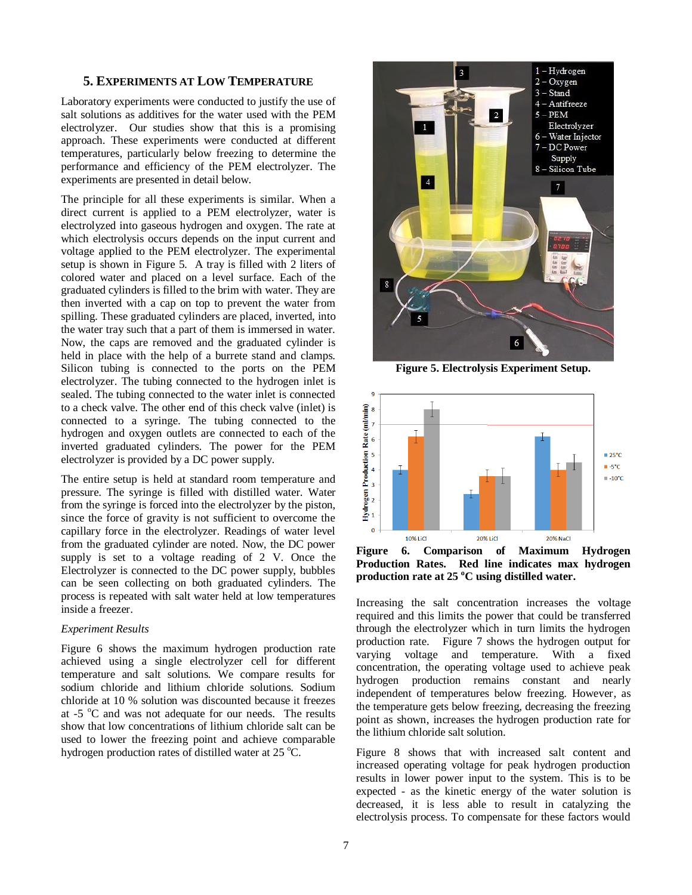## 5. Experiments at Low Temperature

Laboratory experiments were conducted to justify the use of salt solutions as additives for the water used with the PEM electrolyzer. Our studies show that this is a promising approach. These experiments were conducted at different temperatures, particularly below freezing to determine the performance and efficiency of the PEM electrolyzer. The experiments are presented in detail below.

The principle for all these experiments is similar. When a direct current is applied to a PEM electrolyzer, water is electrolyzed into gaseous hydrogen and oxygen. The rate at which electrolysis occurs depends on the input current and voltage applied to the PEM electrolyzer. The experimental setup is shown in Figure 5. A tray is filled with 2 liters of colored water and placed on a level surface. Each of the graduated cylinders is filled to the brim with water. They are then inverted with a cap on top to prevent the water from spilling. These graduated cylinders are placed, inverted, into the water tray such that a part of them is immersed in water. Now, the caps are removed and the graduated cylinder is held in place with the help of a burrete stand and clamps. Silicon tubing is connected to the ports on the PEM electrolyzer. The tubing connected to the hydrogen inlet is sealed. The tubing connected to the water inlet is connected to a check valve. The other end of this check valve (inlet) is connected to a syringe. The tubing connected to the hydrogen and oxygen outlets are connected to each of the inverted graduated cylinders. The power for the PEM electrolyzer is provided by a DC power supply.

The entire setup is held at standard room temperature and pressure. The syringe is filled with distilled water. Water from the syringe is forced into the electrolyzer by the piston, since the force of gravity is not sufficient to overcome the capillary force in the electrolyzer. Readings of water level from the graduated cylinder are noted. Now, the DC power supply is set to a voltage reading of 2 V. Once the Electrolyzer is connected to the DC power supply, bubbles can be seen collecting on both graduated cylinders. The process is repeated with salt water held at low temperatures inside a freezer.

*Experiment Results*

Figure 6 shows the maximum hydrogen production rate achieved using a single electrolyzer cell for different temperature and salt solutions. We compare results for sodium chloride and lithium chloride solutions. Sodium chloride at 10 % solution was discounted because it freezes at -5 °C and was not adequate for our needs. The results show that low concentrations of lithium chloride salt can be used to lower the freezing point and achieve comparable hydrogen production rates of distilled water at 25 °C.

**Figure 5. Electrolysis Experiment Setup.**

**Figure 6. Comparison of Maximum Hydrogen Production Rates. Red line indicates max hydrogen production rate at 25 °C using distilled water.**

Increasing the salt concentration increases the voltage required and this limits the power that could be transferred through the electrolyzer which in turn limits the hydrogen production rate. Figure 7 shows the hydrogen output for varying voltage and temperature. With a fixed concentration, the operating voltage used to achieve peak hydrogen production remains constant and nearly independent of temperatures below freezing. However, as the temperature gets below freezing, decreasing the freezing point as shown, increases the hydrogen production rate for the lithium chloride salt solution.

Figure 8 shows that with increased salt content and increased operating voltage for peak hydrogen production results in lower power input to the system. This is to be expected - as the kinetic energy of the water solution is decreased, it is less able to result in catalyzing the electrolysis process. To compensate for these factors would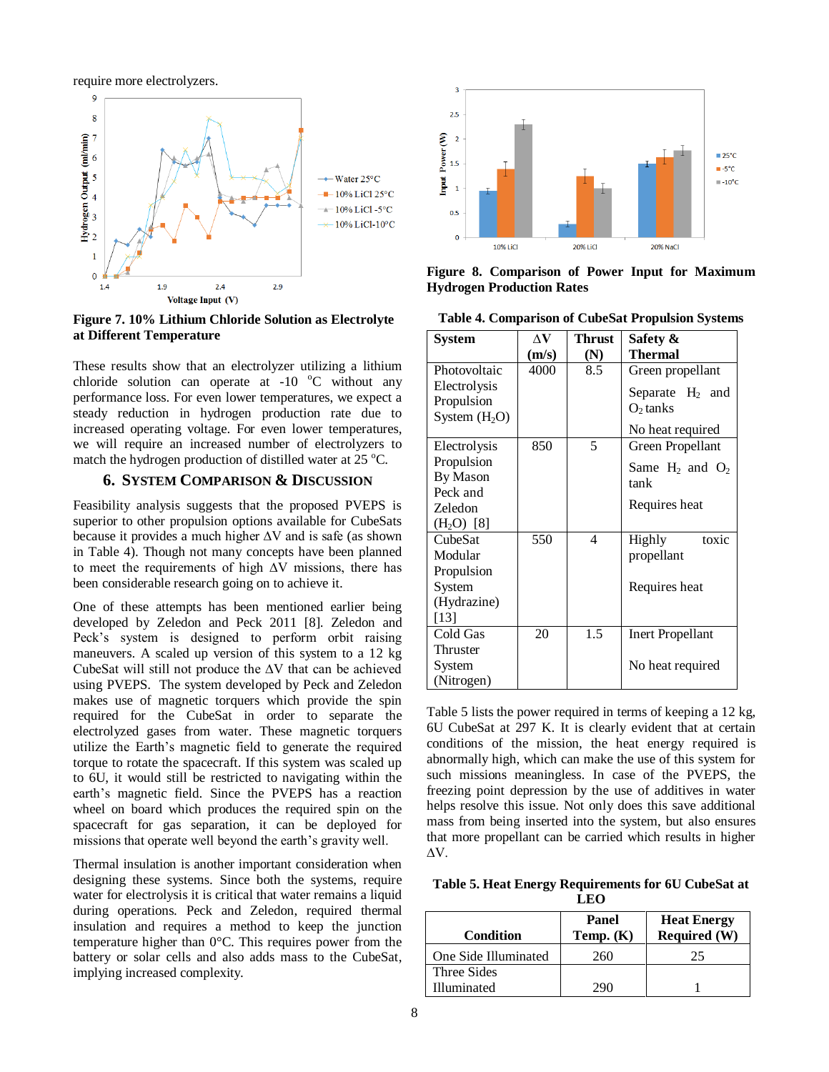require more electrolyzers.

**Figure 7. 10% Lithium Chloride Solution as Electrolyte at Different Temperature**

These results show that an electrolyzer utilizing a lithium chloride solution can operate at -10 °C without any performance loss. For even lower temperatures, we expect a steady reduction in hydrogen production rate due to increased operating voltage. For even lower temperatures, we will require an increased number of electrolyzers to match the hydrogen production of distilled water at 25 °C.

## 6. System Comparison & Discussion

Feasibility analysis suggests that the proposed PVEPS is superior to other propulsion options available for CubeSats because it provides a much higher ΔV and is safe (as shown in Table 4). Though not many concepts have been planned to meet the requirements of high ΔV missions, there has been considerable research going on to achieve it.

One of these attempts has been mentioned earlier being developed by Zeledon and Peck 2011 [8]. Zeledon and Peck's system is designed to perform orbit raising maneuvers. A scaled up version of this system to a 12 kg CubeSat will still not produce the ΔV that can be achieved using PVEPS. The system developed by Peck and Zeledon makes use of magnetic torquers which provide the spin required for the CubeSat in order to separate the electrolyzed gases from water. These magnetic torquers utilize the Earth's magnetic field to generate the required torque to rotate the spacecraft. If this system was scaled up to 6U, it would still be restricted to navigating within the earth's magnetic field. Since the PVEPS has a reaction wheel on board which produces the required spin on the spacecraft for gas separation, it can be deployed for missions that operate well beyond the earth's gravity well.

Thermal insulation is another important consideration when designing these systems. Since both the systems, require water for electrolysis it is critical that water remains a liquid during operations. Peck and Zeledon, required thermal insulation and requires a method to keep the junction temperature higher than 0°C. This requires power from the battery or solar cells and also adds mass to the CubeSat, implying increased complexity.

**Figure 8. Comparison of Power Input for Maximum Hydrogen Production Rates**

**Table 4. Comparison of CubeSat Propulsion Systems**

| System | ΔV (m/s) | Thrust (N) | Safety & Thermal |
|---|---|---|---|
| Photovoltaic Electrolysis Propulsion System ($H_2O$) | 4000 | 8.5 | Green propellant<br>Separate $H_2$ and $O_2$ tanks<br>No heat required |
| Electrolysis Propulsion By Mason Peck and Zeledon ($H_2O$) [8] | 850 | 5 | Green Propellant<br>Same $H_2$ and $O_2$ tank<br>Requires heat |
| CubeSat Modular Propulsion System (Hydrazine) [13] | 550 | 4 | Highly toxic propellant<br>Requires heat |
| Cold Gas Thruster System (Nitrogen) | 20 | 1.5 | Inert Propellant<br>No heat required |

Table 5 lists the power required in terms of keeping a 12 kg, 6U CubeSat at 297 K. It is clearly evident that at certain conditions of the mission, the heat energy required is abnormally high, which can make the use of this system for such missions meaningless. In case of the PVEPS, the freezing point depression by the use of additives in water helps resolve this issue. Not only does this save additional mass from being inserted into the system, but also ensures that more propellant can be carried which results in higher ΔV.

**Table 5. Heat Energy Requirements for 6U CubeSat at LEO**

| Condition | Panel Temp. (K) | Heat Energy Required (W) |
|---|---|---|
| One Side Illuminated | 260 | 25 |
| Three Sides Illuminated | 290 | 1 |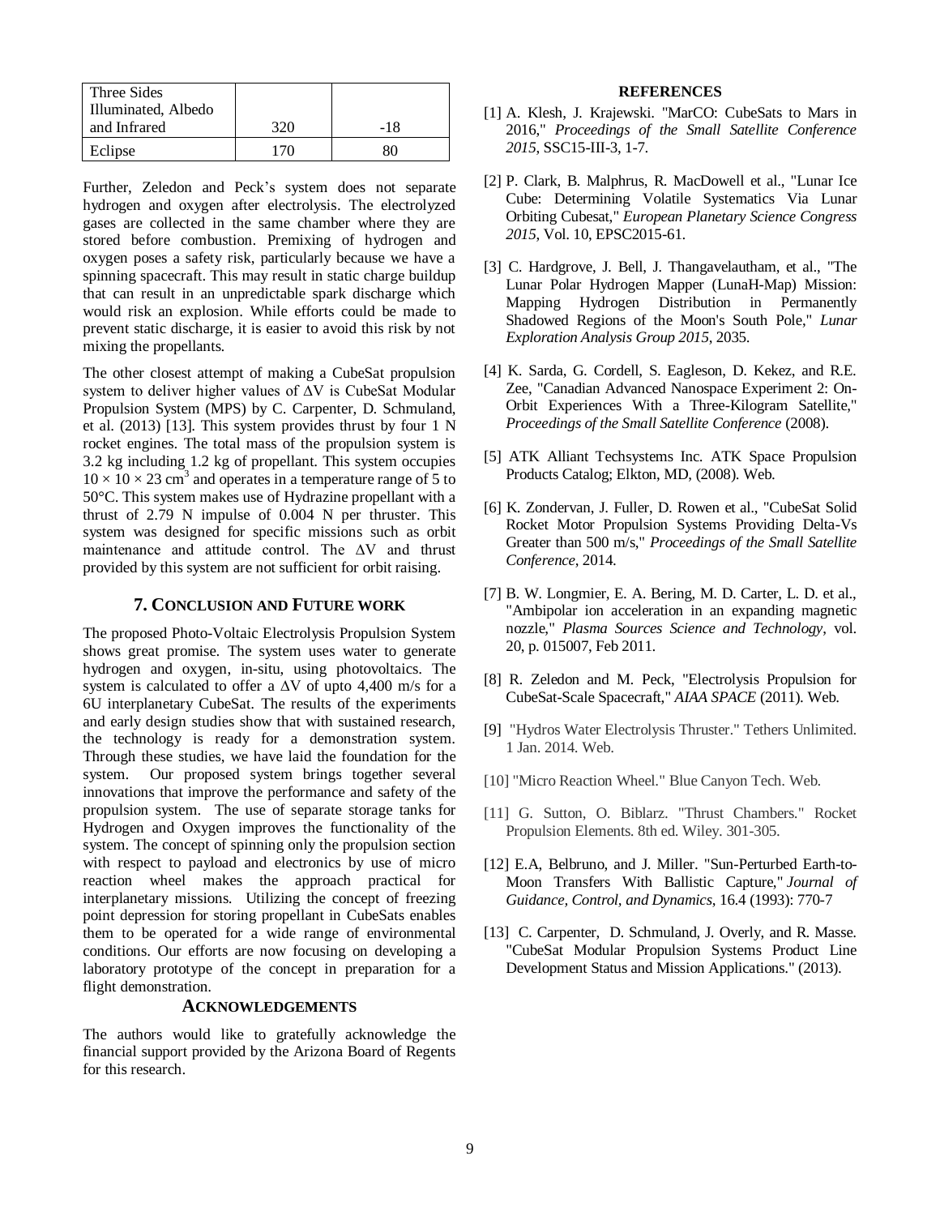| Three Sides Illuminated, Albedo and Infrared | 320 | -18 |
|---|---|---|
| Eclipse | 170 | 80 |

Further, Zeledon and Peck's system does not separate hydrogen and oxygen after electrolysis. The electrolyzed gases are collected in the same chamber where they are stored before combustion. Premixing of hydrogen and oxygen poses a safety risk, particularly because we have a spinning spacecraft. This may result in static charge buildup that can result in an unpredictable spark discharge which would risk an explosion. While efforts could be made to prevent static discharge, it is easier to avoid this risk by not mixing the propellants.

The other closest attempt of making a CubeSat propulsion system to deliver higher values of $\Delta V$ is CubeSat Modular Propulsion System (MPS) by C. Carpenter, D. Schmuland, et al. (2013) [13]. This system provides thrust by four 1 N rocket engines. The total mass of the propulsion system is 3.2 kg including 1.2 kg of propellant. This system occupies $10 \times 10 \times 23$ cm$^3$ and operates in a temperature range of 5 to 50°C. This system makes use of Hydrazine propellant with a thrust of 2.79 N impulse of 0.004 N per thruster. This system was designed for specific missions such as orbit maintenance and attitude control. The $\Delta V$ and thrust provided by this system are not sufficient for orbit raising.

## 7. Conclusion and Future Work

The proposed Photo-Voltaic Electrolysis Propulsion System shows great promise. The system uses water to generate hydrogen and oxygen, in-situ, using photovoltaics. The system is calculated to offer a $\Delta V$ of upto 4,400 m/s for a 6U interplanetary CubeSat. The results of the experiments and early design studies show that with sustained research, the technology is ready for a demonstration system. Through these studies, we have laid the foundation for the system. Our proposed system brings together several innovations that improve the performance and safety of the propulsion system. The use of separate storage tanks for Hydrogen and Oxygen improves the functionality of the system. The concept of spinning only the propulsion section with respect to payload and electronics by use of micro reaction wheel makes the approach practical for interplanetary missions. Utilizing the concept of freezing point depression for storing propellant in CubeSats enables them to be operated for a wide range of environmental conditions. Our efforts are now focusing on developing a laboratory prototype of the concept in preparation for a flight demonstration.

## Acknowledgements

The authors would like to gratefully acknowledge the financial support provided by the Arizona Board of Regents for this research.

## References

[1] A. Klesh, J. Krajewski. "MarCO: CubeSats to Mars in 2016," *Proceedings of the Small Satellite Conference 2015*, SSC15-III-3, 1-7.

[2] P. Clark, B. Malphrus, R. MacDowell et al., "Lunar Ice Cube: Determining Volatile Systematics Via Lunar Orbiting Cubesat," *European Planetary Science Congress 2015*, Vol. 10, EPSC2015-61.

[3] C. Hardgrove, J. Bell, J. Thangavelautham, et al., "The Lunar Polar Hydrogen Mapper (LunaH-Map) Mission: Mapping Hydrogen Distribution in Permanently Shadowed Regions of the Moon's South Pole," *Lunar Exploration Analysis Group 2015*, 2035.

[4] K. Sarda, G. Cordell, S. Eagleson, D. Kekez, and R.E. Zee, "Canadian Advanced Nanospace Experiment 2: On-Orbit Experiences With a Three-Kilogram Satellite," *Proceedings of the Small Satellite Conference* (2008).

[5] ATK Alliant Techsystems Inc. ATK Space Propulsion Products Catalog; Elkton, MD, (2008). Web.

[6] K. Zondervan, J. Fuller, D. Rowen et al., "CubeSat Solid Rocket Motor Propulsion Systems Providing Delta-Vs Greater than 500 m/s," *Proceedings of the Small Satellite Conference*, 2014.

[7] B. W. Longmier, E. A. Bering, M. D. Carter, L. D. et al., "Ambipolar ion acceleration in an expanding magnetic nozzle," *Plasma Sources Science and Technology*, vol. 20, p. 015007, Feb 2011.

[8] R. Zeledon and M. Peck, "Electrolysis Propulsion for CubeSat-Scale Spacecraft," *AIAA SPACE* (2011). Web.

[9] "Hydros Water Electrolysis Thruster." Tethers Unlimited. 1 Jan. 2014. Web.

[10] "Micro Reaction Wheel." Blue Canyon Tech. Web.

[11] G. Sutton, O. Biblarz. "Thrust Chambers." Rocket Propulsion Elements. 8th ed. Wiley. 301-305.

[12] E.A, Belbruno, and J. Miller. "Sun-Perturbed Earth-to-Moon Transfers With Ballistic Capture," *Journal of Guidance, Control, and Dynamics*, 16.4 (1993): 770-7

[13] C. Carpenter, D. Schmuland, J. Overly, and R. Masse. "CubeSat Modular Propulsion Systems Product Line Development Status and Mission Applications." (2013).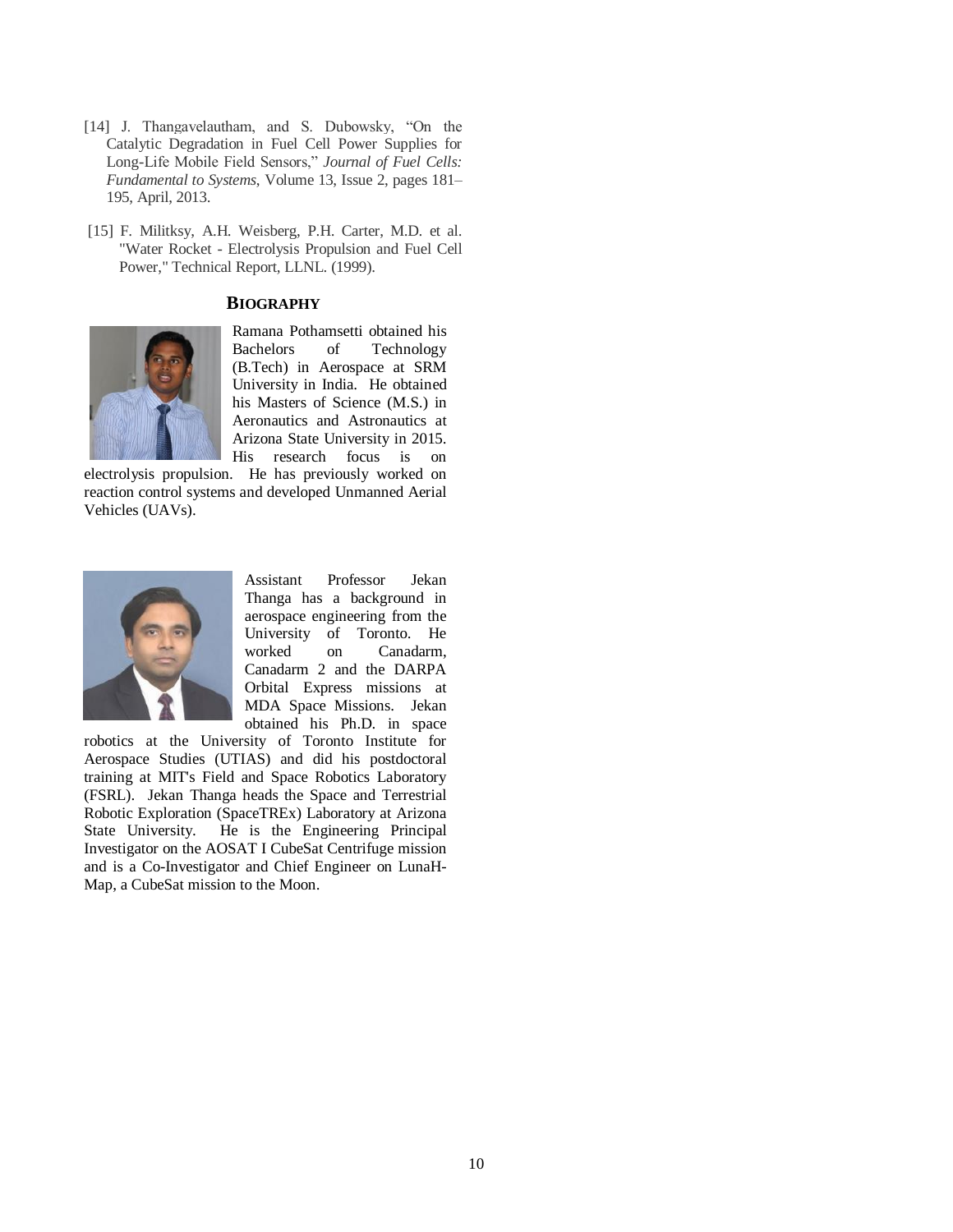[14] J. Thangavelautham, and S. Dubowsky, "On the Catalytic Degradation in Fuel Cell Power Supplies for Long-Life Mobile Field Sensors," *Journal of Fuel Cells: Fundamental to Systems*, Volume 13, Issue 2, pages 181–195, April, 2013.

[15] F. Militksy, A.H. Weisberg, P.H. Carter, M.D. et al. "Water Rocket - Electrolysis Propulsion and Fuel Cell Power," Technical Report, LLNL. (1999).

## BIOGRAPHY

Ramana Pothamsetti obtained his Bachelors of Technology (B.Tech) in Aerospace at SRM University in India. He obtained his Masters of Science (M.S.) in Aeronautics and Astronautics at Arizona State University in 2015. His research focus is on electrolysis propulsion. He has previously worked on reaction control systems and developed Unmanned Aerial Vehicles (UAVs).

Assistant Professor Jekan Thanga has a background in aerospace engineering from the University of Toronto. He worked on Canadarm, Canadarm 2 and the DARPA Orbital Express missions at MDA Space Missions. Jekan obtained his Ph.D. in space robotics at the University of Toronto Institute for Aerospace Studies (UTIAS) and did his postdoctoral training at MIT's Field and Space Robotics Laboratory (FSRL). Jekan Thanga heads the Space and Terrestrial Robotic Exploration (SpaceTREx) Laboratory at Arizona State University. He is the Engineering Principal Investigator on the AOSAT I CubeSat Centrifuge mission and is a Co-Investigator and Chief Engineer on LunaH-Map, a CubeSat mission to the Moon.